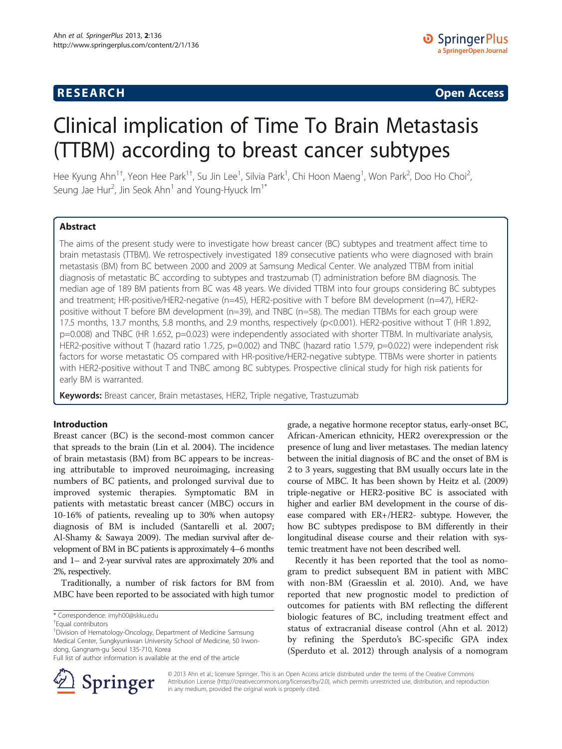**RESEARCH** **Open Access**

# Clinical implication of Time To Brain Metastasis (TTBM) according to breast cancer subtypes

Hee Kyung Ahn[1†], Yeon Hee Park[1†], Su Jin Lee[1], Silvia Park[1], Chi Hoon Maeng[1], Won Park[2], Doo Ho Choi[2], Seung Jae Hur[2], Jin Seok Ahn[1] and Young-Hyuck Im[1*]

## Abstract

The aims of the present study were to investigate how breast cancer (BC) subtypes and treatment affect time to brain metastasis (TTBM). We retrospectively investigated 189 consecutive patients who were diagnosed with brain metastasis (BM) from BC between 2000 and 2009 at Samsung Medical Center. We analyzed TTBM from initial diagnosis of metastatic BC according to subtypes and trastzumab (T) administration before BM diagnosis. The median age of 189 BM patients from BC was 48 years. We divided TTBM into four groups considering BC subtypes and treatment; HR-positive/HER2-negative (n=45), HER2-positive with T before BM development (n=47), HER2-positive without T before BM development (n=39), and TNBC (n=58). The median TTBMs for each group were 17.5 months, 13.7 months, 5.8 months, and 2.9 months, respectively (p<0.001). HER2-positive without T (HR 1.892, p=0.008) and TNBC (HR 1.652, p=0.023) were independently associated with shorter TTBM. In multivariate analysis, HER2-positive without T (hazard ratio 1.725, p=0.002) and TNBC (hazard ratio 1.579, p=0.022) were independent risk factors for worse metastatic OS compared with HR-positive/HER2-negative subtype. TTBMs were shorter in patients with HER2-positive without T and TNBC among BC subtypes. Prospective clinical study for high risk patients for early BM is warranted.

**Keywords:** Breast cancer, Brain metastases, HER2, Triple negative, Trastuzumab

## Introduction

Breast cancer (BC) is the second-most common cancer that spreads to the brain (Lin et al. 2004). The incidence of brain metastasis (BM) from BC appears to be increasing attributable to improved neuroimaging, increasing numbers of BC patients, and prolonged survival due to improved systemic therapies. Symptomatic BM in patients with metastatic breast cancer (MBC) occurs in 10-16% of patients, revealing up to 30% when autopsy diagnosis of BM is included (Santarelli et al. 2007; Al-Shamy & Sawaya 2009). The median survival after development of BM in BC patients is approximately 4–6 months and 1– and 2-year survival rates are approximately 20% and 2%, respectively.

Traditionally, a number of risk factors for BM from MBC have been reported to be associated with high tumor grade, a negative hormone receptor status, early-onset BC, African-American ethnicity, HER2 overexpression or the presence of lung and liver metastases. The median latency between the initial diagnosis of BC and the onset of BM is 2 to 3 years, suggesting that BM usually occurs late in the course of MBC. It has been shown by Heitz et al. (2009) triple-negative or HER2-positive BC is associated with higher and earlier BM development in the course of disease compared with ER+/HER2- subtype. However, the how BC subtypes predispose to BM differently in their longitudinal disease course and their relation with systemic treatment have not been described well.

Recently it has been reported that the tool as nomogram to predict subsequent BM in patient with MBC with non-BM (Graesslin et al. 2010). And, we have reported that new prognostic model to prediction of outcomes for patients with BM reflecting the different biologic features of BC, including treatment effect and status of extracranial disease control (Ahn et al. 2012) by refining the Sperduto's BC-specific GPA index (Sperduto et al. 2012) through analysis of a nomogram

\* Correspondence: imyh00@skku.edu

†Equal contributors

[1]Division of Hematology-Oncology, Department of Medicine Samsung Medical Center, Sungkyunkwan University School of Medicine, 50 Irwon-dong, Gangnam-gu Seoul 135-710, Korea

Full list of author information is available at the end of the article

© 2013 Ahn et al.; licensee Springer. This is an Open Access article distributed under the terms of the Creative Commons Attribution License (http://creativecommons.org/licenses/by/2.0), which permits unrestricted use, distribution, and reproduction in any medium, provided the original work is properly cited.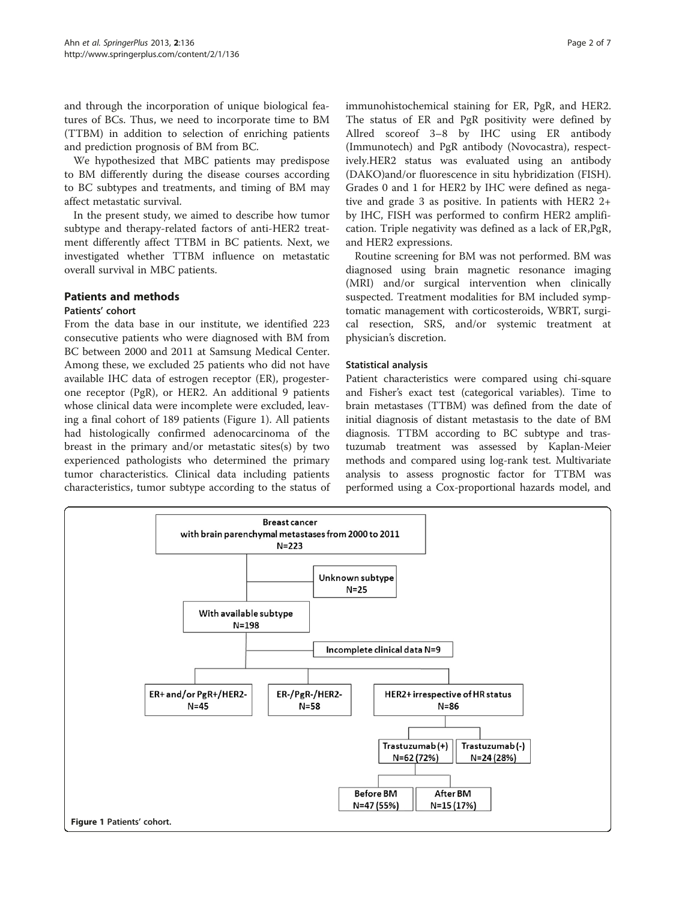and through the incorporation of unique biological features of BCs. Thus, we need to incorporate time to BM (TTBM) in addition to selection of enriching patients and prediction prognosis of BM from BC.

We hypothesized that MBC patients may predispose to BM differently during the disease courses according to BC subtypes and treatments, and timing of BM may affect metastatic survival.

In the present study, we aimed to describe how tumor subtype and therapy-related factors of anti-HER2 treatment differently affect TTBM in BC patients. Next, we investigated whether TTBM influence on metastatic overall survival in MBC patients.

## Patients and methods

### Patients' cohort

From the data base in our institute, we identified 223 consecutive patients who were diagnosed with BM from BC between 2000 and 2011 at Samsung Medical Center. Among these, we excluded 25 patients who did not have available IHC data of estrogen receptor (ER), progesterone receptor (PgR), or HER2. An additional 9 patients whose clinical data were incomplete were excluded, leaving a final cohort of 189 patients (Figure 1). All patients had histologically confirmed adenocarcinoma of the breast in the primary and/or metastatic sites(s) by two experienced pathologists who determined the primary tumor characteristics. Clinical data including patients characteristics, tumor subtype according to the status of immunohistochemical staining for ER, PgR, and HER2. The status of ER and PgR positivity were defined by Allred scoreof 3–8 by IHC using ER antibody (Immunotech) and PgR antibody (Novocastra), respectively.HER2 status was evaluated using an antibody (DAKO)and/or fluorescence in situ hybridization (FISH). Grades 0 and 1 for HER2 by IHC were defined as negative and grade 3 as positive. In patients with HER2 2+ by IHC, FISH was performed to confirm HER2 amplification. Triple negativity was defined as a lack of ER,PgR, and HER2 expressions.

Routine screening for BM was not performed. BM was diagnosed using brain magnetic resonance imaging (MRI) and/or surgical intervention when clinically suspected. Treatment modalities for BM included symptomatic management with corticosteroids, WBRT, surgical resection, SRS, and/or systemic treatment at physician's discretion.

### Statistical analysis

Patient characteristics were compared using chi-square and Fisher's exact test (categorical variables). Time to brain metastases (TTBM) was defined from the date of initial diagnosis of distant metastasis to the date of BM diagnosis. TTBM according to BC subtype and trastuzumab treatment was assessed by Kaplan-Meier methods and compared using log-rank test. Multivariate analysis to assess prognostic factor for TTBM was performed using a Cox-proportional hazards model, and

Breast cancer with brain parenchymal metastases from 2000 to 2011 N=223
- Unknown subtype N=25
- With available subtype N=198
- Incomplete clinical data N=9
- ER+ and/or PgR+/HER2- N=45
- ER-/PgR-/HER2- N=58
- HER2+ irrespective of HR status N=86
  - Trastuzumab (+) N=62 (72%)
    - Before BM N=47 (55%)
    - After BM N=15 (17%)
  - Trastuzumab (-) N=24 (28%)

Figure 1 Patients' cohort.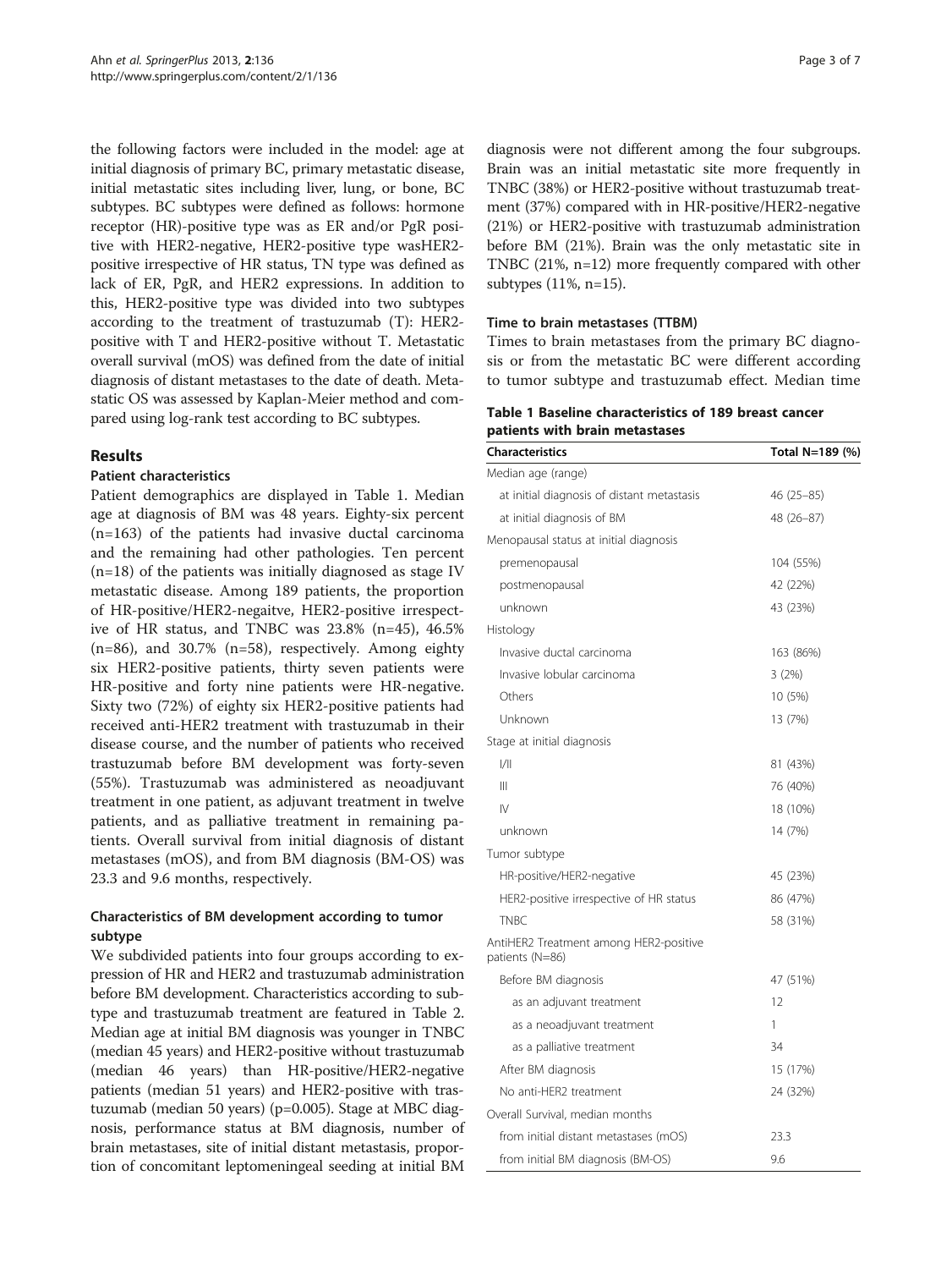the following factors were included in the model: age at initial diagnosis of primary BC, primary metastatic disease, initial metastatic sites including liver, lung, or bone, BC subtypes. BC subtypes were defined as follows: hormone receptor (HR)-positive type was as ER and/or PgR positive with HER2-negative, HER2-positive type wasHER2-positive irrespective of HR status, TN type was defined as lack of ER, PgR, and HER2 expressions. In addition to this, HER2-positive type was divided into two subtypes according to the treatment of trastuzumab (T): HER2-positive with T and HER2-positive without T. Metastatic overall survival (mOS) was defined from the date of initial diagnosis of distant metastases to the date of death. Metastatic OS was assessed by Kaplan-Meier method and compared using log-rank test according to BC subtypes.

## Results

### Patient characteristics

Patient demographics are displayed in Table 1. Median age at diagnosis of BM was 48 years. Eighty-six percent (n=163) of the patients had invasive ductal carcinoma and the remaining had other pathologies. Ten percent (n=18) of the patients was initially diagnosed as stage IV metastatic disease. Among 189 patients, the proportion of HR-positive/HER2-negaitve, HER2-positive irrespective of HR status, and TNBC was 23.8% (n=45), 46.5% (n=86), and 30.7% (n=58), respectively. Among eighty six HER2-positive patients, thirty seven patients were HR-positive and forty nine patients were HR-negative. Sixty two (72%) of eighty six HER2-positive patients had received anti-HER2 treatment with trastuzumab in their disease course, and the number of patients who received trastuzumab before BM development was forty-seven (55%). Trastuzumab was administered as neoadjuvant treatment in one patient, as adjuvant treatment in twelve patients, and as palliative treatment in remaining patients. Overall survival from initial diagnosis of distant metastases (mOS), and from BM diagnosis (BM-OS) was 23.3 and 9.6 months, respectively.

### Characteristics of BM development according to tumor subtype

We subdivided patients into four groups according to expression of HR and HER2 and trastuzumab administration before BM development. Characteristics according to subtype and trastuzumab treatment are featured in Table 2. Median age at initial BM diagnosis was younger in TNBC (median 45 years) and HER2-positive without trastuzumab (median 46 years) than HR-positive/HER2-negative patients (median 51 years) and HER2-positive with trastuzumab (median 50 years) (p=0.005). Stage at MBC diagnosis, performance status at BM diagnosis, number of brain metastases, site of initial distant metastasis, proportion of concomitant leptomeningeal seeding at initial BM diagnosis were not different among the four subgroups. Brain was an initial metastatic site more frequently in TNBC (38%) or HER2-positive without trastuzumab treatment (37%) compared with in HR-positive/HER2-negative (21%) or HER2-positive with trastuzumab administration before BM (21%). Brain was the only metastatic site in TNBC (21%, n=12) more frequently compared with other subtypes (11%, n=15).

### Time to brain metastases (TTBM)

Times to brain metastases from the primary BC diagnosis or from the metastatic BC were different according to tumor subtype and trastuzumab effect. Median time

**Table 1 Baseline characteristics of 189 breast cancer patients with brain metastases**

| Characteristics | Total N=189 (%) |
|---|---|
| Median age (range) | |
| at initial diagnosis of distant metastasis | 46 (25–85) |
| at initial diagnosis of BM | 48 (26–87) |
| Menopausal status at initial diagnosis | |
| premenopausal | 104 (55%) |
| postmenopausal | 42 (22%) |
| unknown | 43 (23%) |
| Histology | |
| Invasive ductal carcinoma | 163 (86%) |
| Invasive lobular carcinoma | 3 (2%) |
| Others | 10 (5%) |
| Unknown | 13 (7%) |
| Stage at initial diagnosis | |
| I/II | 81 (43%) |
| III | 76 (40%) |
| IV | 18 (10%) |
| unknown | 14 (7%) |
| Tumor subtype | |
| HR-positive/HER2-negative | 45 (23%) |
| HER2-positive irrespective of HR status | 86 (47%) |
| TNBC | 58 (31%) |
| AntiHER2 Treatment among HER2-positive patients (N=86) | |
| Before BM diagnosis | 47 (51%) |
| as an adjuvant treatment | 12 |
| as a neoadjuvant treatment | 1 |
| as a palliative treatment | 34 |
| After BM diagnosis | 15 (17%) |
| No anti-HER2 treatment | 24 (32%) |
| Overall Survival, median months | |
| from initial distant metastases (mOS) | 23.3 |
| from initial BM diagnosis (BM-OS) | 9.6 |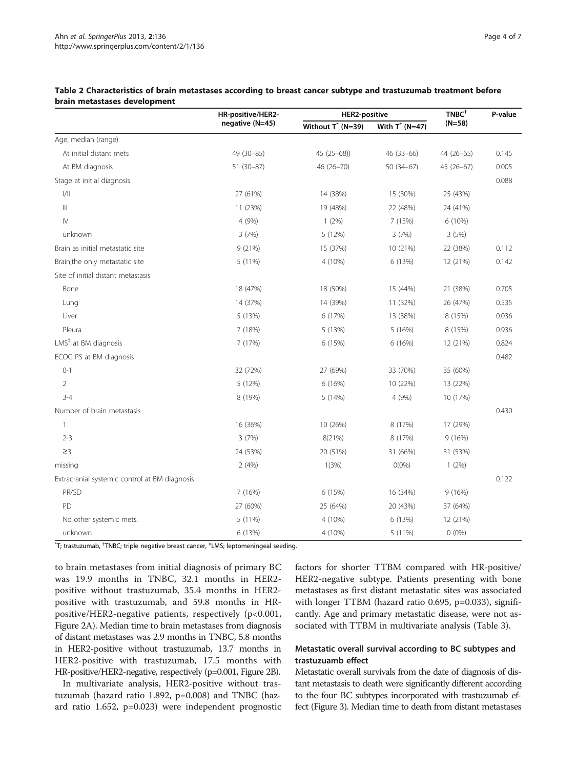**Table 2 Characteristics of brain metastases according to breast cancer subtype and trastuzumab treatment before brain metastases development**

| | HR-positive/HER2-negative (N=45) | HER2-positive | | TNBC[†] (N=58) | P-value |
|---|---|---|---|---|---|
| | | Without T[*] (N=39) | With T[*] (N=47) | | |
| Age, median (range) | | | | | |
| At initial distant mets | 49 (30–85) | 45 (25–68)) | 46 (33–66) | 44 (26–65) | 0.145 |
| At BM diagnosis | 51 (30–87) | 46 (26–70) | 50 (34–67) | 45 (26–67) | 0.005 |
| Stage at initial diagnosis | | | | | 0.088 |
| I/II | 27 (61%) | 14 (38%) | 15 (30%) | 25 (43%) | |
| III | 11 (23%) | 19 (48%) | 22 (48%) | 24 (41%) | |
| IV | 4 (9%) | 1 (2%) | 7 (15%) | 6 (10%) | |
| unknown | 3 (7%) | 5 (12%) | 3 (7%) | 3 (5%) | |
| Brain as initial metastatic site | 9 (21%) | 15 (37%) | 10 (21%) | 22 (38%) | 0.112 |
| Brain,the only metastatic site | 5 (11%) | 4 (10%) | 6 (13%) | 12 (21%) | 0.142 |
| Site of initial distant metastasis | | | | | |
| Bone | 18 (47%) | 18 (50%) | 15 (44%) | 21 (38%) | 0.705 |
| Lung | 14 (37%) | 14 (39%) | 11 (32%) | 26 (47%) | 0.535 |
| Liver | 5 (13%) | 6 (17%) | 13 (38%) | 8 (15%) | 0.036 |
| Pleura | 7 (18%) | 5 (13%) | 5 (16%) | 8 (15%) | 0.936 |
| LMS[‡] at BM diagnosis | 7 (17%) | 6 (15%) | 6 (16%) | 12 (21%) | 0.824 |
| ECOG PS at BM diagnosis | | | | | 0.482 |
| 0-1 | 32 (72%) | 27 (69%) | 33 (70%) | 35 (60%) | |
| 2 | 5 (12%) | 6 (16%) | 10 (22%) | 13 (22%) | |
| 3-4 | 8 (19%) | 5 (14%) | 4 (9%) | 10 (17%) | |
| Number of brain metastasis | | | | | 0.430 |
| 1 | 16 (36%) | 10 (26%) | 8 (17%) | 17 (29%) | |
| 2-3 | 3 (7%) | 8(21%) | 8 (17%) | 9 (16%) | |
| ≥3 | 24 (53%) | 20 (51%) | 31 (66%) | 31 (53%) | |
| missing | 2 (4%) | 1(3%) | 0(0%) | 1 (2%) | |
| Extracranial systemic control at BM diagnosis | | | | | 0.122 |
| PR/SD | 7 (16%) | 6 (15%) | 16 (34%) | 9 (16%) | |
| PD | 27 (60%) | 25 (64%) | 20 (43%) | 37 (64%) | |
| No other systemic mets. | 5 (11%) | 4 (10%) | 6 (13%) | 12 (21%) | |
| unknown | 6 (13%) | 4 (10%) | 5 (11%) | 0 (0%) | |

[*]T; trastuzumab, [†]TNBC; triple negative breast cancer, [‡]LMS; leptomeningeal seeding.

to brain metastases from initial diagnosis of primary BC was 19.9 months in TNBC, 32.1 months in HER2-positive without trastuzumab, 35.4 months in HER2-positive with trastuzumab, and 59.8 months in HR-positive/HER2-negative patients, respectively (p<0.001, Figure 2A). Median time to brain metastases from diagnosis of distant metastases was 2.9 months in TNBC, 5.8 months in HER2-positive without trastuzumab, 13.7 months in HER2-positive with trastuzumab, 17.5 months with HR-positive/HER2-negative, respectively (p=0.001, Figure 2B).

In multivariate analysis, HER2-positive without trastuzumab (hazard ratio 1.892, p=0.008) and TNBC (hazard ratio 1.652, p=0.023) were independent prognostic factors for shorter TTBM compared with HR-positive/HER2-negative subtype. Patients presenting with bone metastases as first distant metastatic sites was associated with longer TTBM (hazard ratio 0.695, p=0.033), significantly. Age and primary metastatic disease, were not associated with TTBM in multivariate analysis (Table 3).

### Metastatic overall survival according to BC subtypes and trastuzuamb effect

Metastatic overall survivals from the date of diagnosis of distant metastasis to death were significantly different according to the four BC subtypes incorporated with trastuzumab effect (Figure 3). Median time to death from distant metastases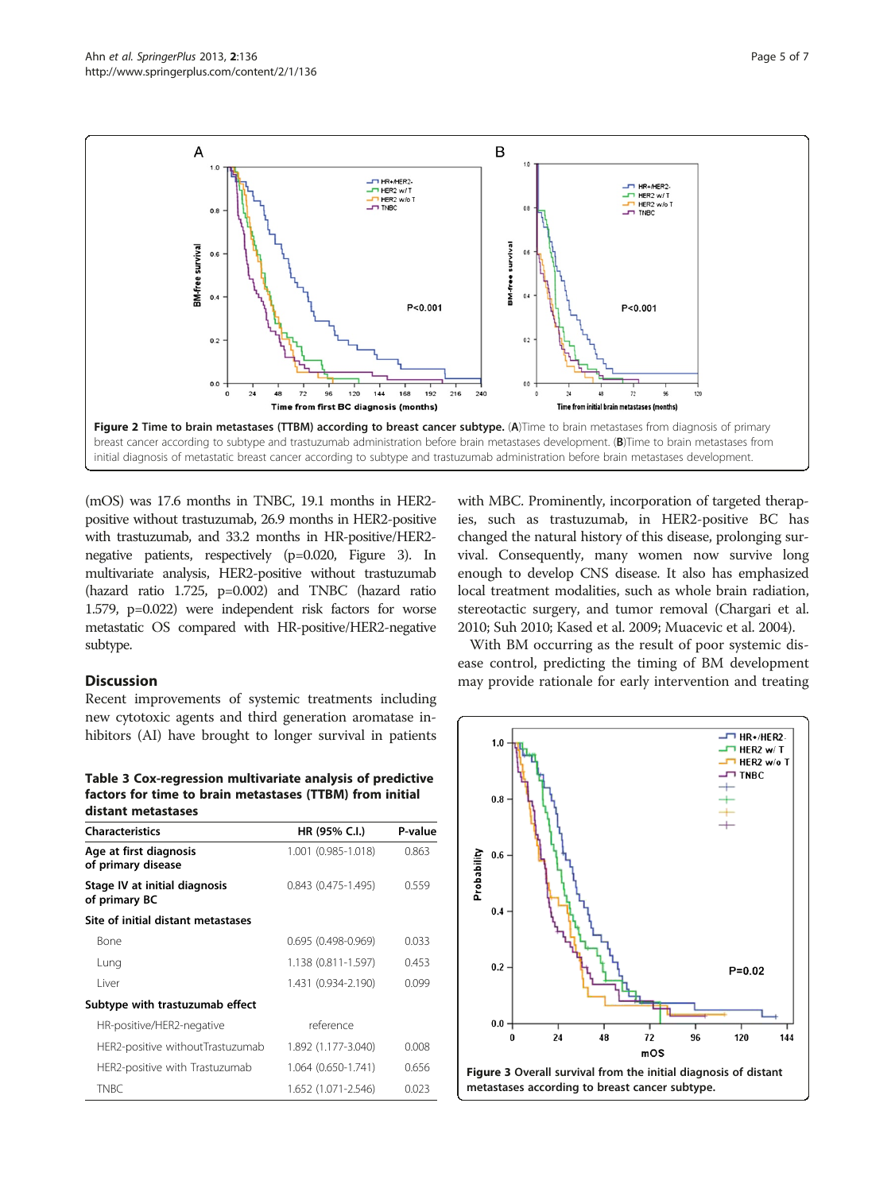Figure 2 Time to brain metastases (TTBM) according to breast cancer subtype. (A)Time to brain metastases from diagnosis of primary breast cancer according to subtype and trastuzumab administration before brain metastases development. (B)Time to brain metastases from initial diagnosis of metastatic breast cancer according to subtype and trastuzumab administration before brain metastases development.

(mOS) was 17.6 months in TNBC, 19.1 months in HER2-positive without trastuzumab, 26.9 months in HER2-positive with trastuzumab, and 33.2 months in HR-positive/HER2-negative patients, respectively (p=0.020, Figure 3). In multivariate analysis, HER2-positive without trastuzumab (hazard ratio 1.725, p=0.002) and TNBC (hazard ratio 1.579, p=0.022) were independent risk factors for worse metastatic OS compared with HR-positive/HER2-negative subtype.

## Discussion

Recent improvements of systemic treatments including new cytotoxic agents and third generation aromatase inhibitors (AI) have brought to longer survival in patients with MBC. Prominently, incorporation of targeted therapies, such as trastuzumab, in HER2-positive BC has changed the natural history of this disease, prolonging survival. Consequently, many women now survive long enough to develop CNS disease. It also has emphasized local treatment modalities, such as whole brain radiation, stereotactic surgery, and tumor removal (Chargari et al. 2010; Suh 2010; Kased et al. 2009; Muacevic et al. 2004).

With BM occurring as the result of poor systemic disease control, predicting the timing of BM development may provide rationale for early intervention and treating

**Table 3 Cox-regression multivariate analysis of predictive factors for time to brain metastases (TTBM) from initial distant metastases**

| Characteristics | HR (95% C.I.) | P-value |
|---|---|---|
| Age at first diagnosis of primary disease | 1.001 (0.985-1.018) | 0.863 |
| Stage IV at initial diagnosis of primary BC | 0.843 (0.475-1.495) | 0.559 |
| **Site of initial distant metastases** | | |
| Bone | 0.695 (0.498-0.969) | 0.033 |
| Lung | 1.138 (0.811-1.597) | 0.453 |
| Liver | 1.431 (0.934-2.190) | 0.099 |
| **Subtype with trastuzumab effect** | | |
| HR-positive/HER2-negative | reference | |
| HER2-positive withoutTrastuzumab | 1.892 (1.177-3.040) | 0.008 |
| HER2-positive with Trastuzumab | 1.064 (0.650-1.741) | 0.656 |
| TNBC | 1.652 (1.071-2.546) | 0.023 |

Figure 3 Overall survival from the initial diagnosis of distant metastases according to breast cancer subtype.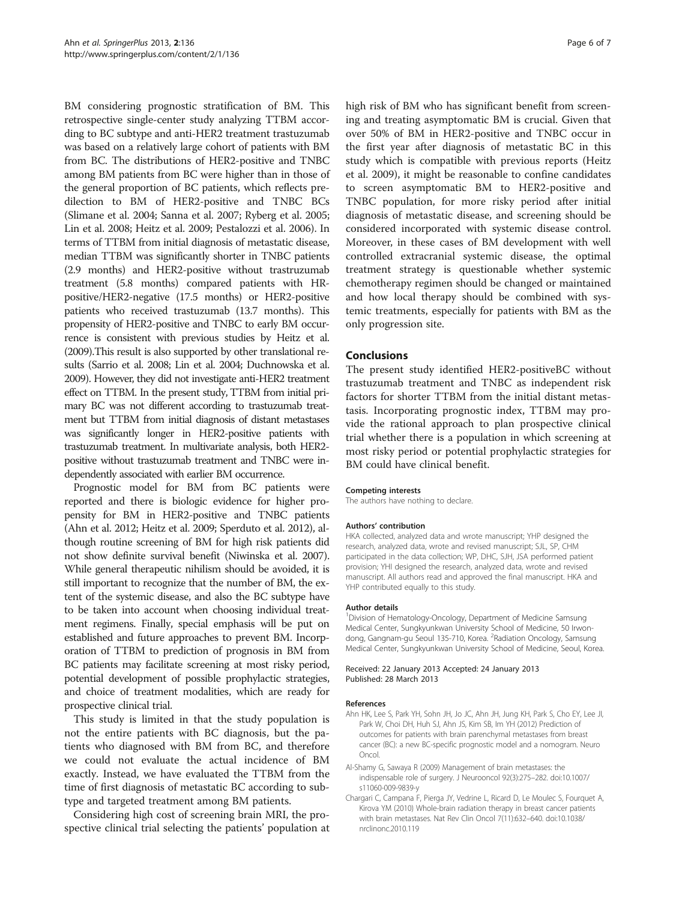BM considering prognostic stratification of BM. This retrospective single-center study analyzing TTBM according to BC subtype and anti-HER2 treatment trastuzumab was based on a relatively large cohort of patients with BM from BC. The distributions of HER2-positive and TNBC among BM patients from BC were higher than in those of the general proportion of BC patients, which reflects predilection to BM of HER2-positive and TNBC BCs (Slimane et al. 2004; Sanna et al. 2007; Ryberg et al. 2005; Lin et al. 2008; Heitz et al. 2009; Pestalozzi et al. 2006). In terms of TTBM from initial diagnosis of metastatic disease, median TTBM was significantly shorter in TNBC patients (2.9 months) and HER2-positive without trastruzumab treatment (5.8 months) compared patients with HR-positive/HER2-negative (17.5 months) or HER2-positive patients who received trastuzumab (13.7 months). This propensity of HER2-positive and TNBC to early BM occurrence is consistent with previous studies by Heitz et al. (2009).This result is also supported by other translational results (Sarrio et al. 2008; Lin et al. 2004; Duchnowska et al. 2009). However, they did not investigate anti-HER2 treatment effect on TTBM. In the present study, TTBM from initial primary BC was not different according to trastuzumab treatment but TTBM from initial diagnosis of distant metastases was significantly longer in HER2-positive patients with trastuzumab treatment. In multivariate analysis, both HER2-positive without trastuzumab treatment and TNBC were independently associated with earlier BM occurrence.

Prognostic model for BM from BC patients were reported and there is biologic evidence for higher propensity for BM in HER2-positive and TNBC patients (Ahn et al. 2012; Heitz et al. 2009; Sperduto et al. 2012), although routine screening of BM for high risk patients did not show definite survival benefit (Niwinska et al. 2007). While general therapeutic nihilism should be avoided, it is still important to recognize that the number of BM, the extent of the systemic disease, and also the BC subtype have to be taken into account when choosing individual treatment regimens. Finally, special emphasis will be put on established and future approaches to prevent BM. Incorporation of TTBM to prediction of prognosis in BM from BC patients may facilitate screening at most risky period, potential development of possible prophylactic strategies, and choice of treatment modalities, which are ready for prospective clinical trial.

This study is limited in that the study population is not the entire patients with BC diagnosis, but the patients who diagnosed with BM from BC, and therefore we could not evaluate the actual incidence of BM exactly. Instead, we have evaluated the TTBM from the time of first diagnosis of metastatic BC according to subtype and targeted treatment among BM patients.

Considering high cost of screening brain MRI, the prospective clinical trial selecting the patients' population at high risk of BM who has significant benefit from screening and treating asymptomatic BM is crucial. Given that over 50% of BM in HER2-positive and TNBC occur in the first year after diagnosis of metastatic BC in this study which is compatible with previous reports (Heitz et al. 2009), it might be reasonable to confine candidates to screen asymptomatic BM to HER2-positive and TNBC population, for more risky period after initial diagnosis of metastatic disease, and screening should be considered incorporated with systemic disease control. Moreover, in these cases of BM development with well controlled extracranial systemic disease, the optimal treatment strategy is questionable whether systemic chemotherapy regimen should be changed or maintained and how local therapy should be combined with systemic treatments, especially for patients with BM as the only progression site.

## Conclusions

The present study identified HER2-positiveBC without trastuzumab treatment and TNBC as independent risk factors for shorter TTBM from the initial distant metastasis. Incorporating prognostic index, TTBM may provide the rational approach to plan prospective clinical trial whether there is a population in which screening at most risky period or potential prophylactic strategies for BM could have clinical benefit.

#### Competing interests

The authors have nothing to declare.

#### Authors' contribution

HKA collected, analyzed data and wrote manuscript; YHP designed the research, analyzed data, wrote and revised manuscript; SJL, SP, CHM participated in the data collection; WP, DHC, SJH, JSA performed patient provision; YHI designed the research, analyzed data, wrote and revised manuscript. All authors read and approved the final manuscript. HKA and YHP contributed equally to this study.

#### Author details

[1]Division of Hematology-Oncology, Department of Medicine Samsung Medical Center, Sungkyunkwan University School of Medicine, 50 Irwon-dong, Gangnam-gu Seoul 135-710, Korea. [2]Radiation Oncology, Samsung Medical Center, Sungkyunkwan University School of Medicine, Seoul, Korea.

Received: 22 January 2013 Accepted: 24 January 2013
Published: 28 March 2013

#### References

Ahn HK, Lee S, Park YH, Sohn JH, Jo JC, Ahn JH, Jung KH, Park S, Cho EY, Lee JI, Park W, Choi DH, Huh SJ, Ahn JS, Kim SB, Im YH (2012) Prediction of outcomes for patients with brain parenchymal metastases from breast cancer (BC): a new BC-specific prognostic model and a nomogram. Neuro Oncol.

Al-Shamy G, Sawaya R (2009) Management of brain metastases: the indispensable role of surgery. J Neurooncol 92(3):275–282. doi:10.1007/s11060-009-9839-y

Chargari C, Campana F, Pierga JY, Vedrine L, Ricard D, Le Moulec S, Fourquet A, Kirova YM (2010) Whole-brain radiation therapy in breast cancer patients with brain metastases. Nat Rev Clin Oncol 7(11):632–640. doi:10.1038/nrclinonc.2010.119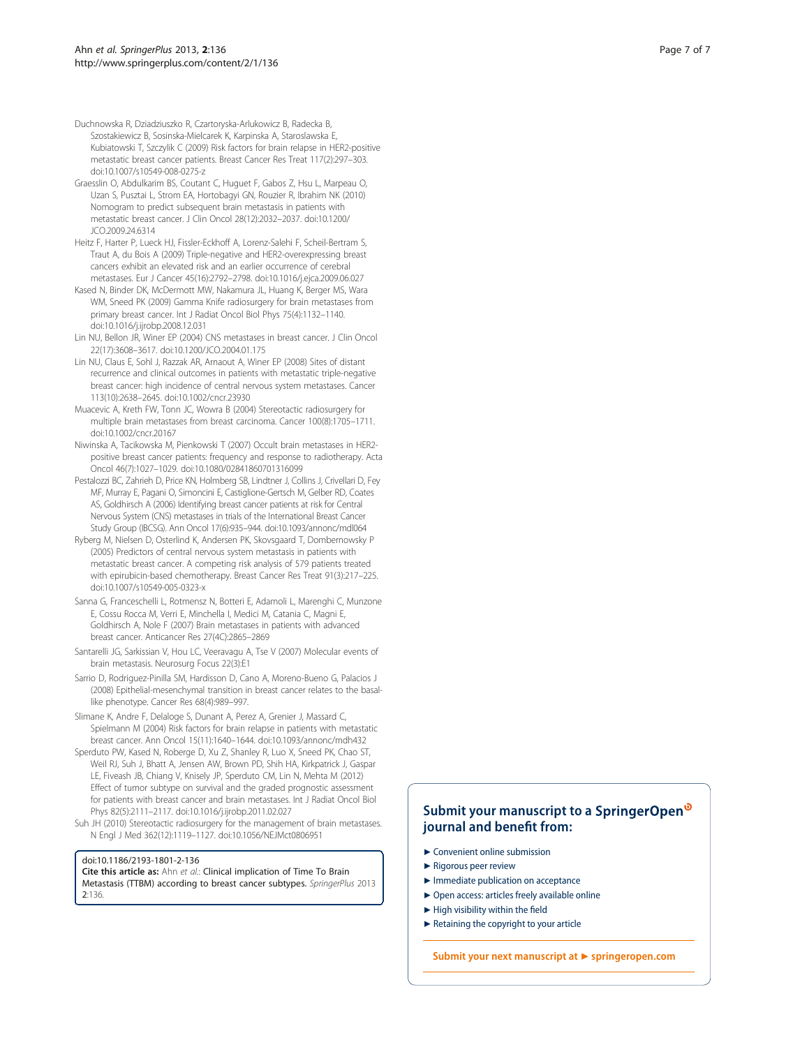Duchnowska R, Dziadziuszko R, Czartoryska-Arlukowicz B, Radecka B, Szostakiewicz B, Sosinska-Mielcarek K, Karpinska A, Staroslawska E, Kubiatowski T, Szczylik C (2009) Risk factors for brain relapse in HER2-positive metastatic breast cancer patients. Breast Cancer Res Treat 117(2):297–303. doi:10.1007/s10549-008-0275-z

Graesslin O, Abdulkarim BS, Coutant C, Huguet F, Gabos Z, Hsu L, Marpeau O, Uzan S, Pusztai L, Strom EA, Hortobagyi GN, Rouzier R, Ibrahim NK (2010) Nomogram to predict subsequent brain metastasis in patients with metastatic breast cancer. J Clin Oncol 28(12):2032–2037. doi:10.1200/JCO.2009.24.6314

Heitz F, Harter P, Lueck HJ, Fissler-Eckhoff A, Lorenz-Salehi F, Scheil-Bertram S, Traut A, du Bois A (2009) Triple-negative and HER2-overexpressing breast cancers exhibit an elevated risk and an earlier occurrence of cerebral metastases. Eur J Cancer 45(16):2792–2798. doi:10.1016/j.ejca.2009.06.027

Kased N, Binder DK, McDermott MW, Nakamura JL, Huang K, Berger MS, Wara WM, Sneed PK (2009) Gamma Knife radiosurgery for brain metastases from primary breast cancer. Int J Radiat Oncol Biol Phys 75(4):1132–1140. doi:10.1016/j.ijrobp.2008.12.031

Lin NU, Bellon JR, Winer EP (2004) CNS metastases in breast cancer. J Clin Oncol 22(17):3608–3617. doi:10.1200/JCO.2004.01.175

Lin NU, Claus E, Sohl J, Razzak AR, Arnaout A, Winer EP (2008) Sites of distant recurrence and clinical outcomes in patients with metastatic triple-negative breast cancer: high incidence of central nervous system metastases. Cancer 113(10):2638–2645. doi:10.1002/cncr.23930

Muacevic A, Kreth FW, Tonn JC, Wowra B (2004) Stereotactic radiosurgery for multiple brain metastases from breast carcinoma. Cancer 100(8):1705–1711. doi:10.1002/cncr.20167

Niwinska A, Tacikowska M, Pienkowski T (2007) Occult brain metastases in HER2-positive breast cancer patients: frequency and response to radiotherapy. Acta Oncol 46(7):1027–1029. doi:10.1080/02841860701316099

Pestalozzi BC, Zahrieh D, Price KN, Holmberg SB, Lindtner J, Collins J, Crivellari D, Fey MF, Murray E, Pagani O, Simoncini E, Castiglione-Gertsch M, Gelber RD, Coates AS, Goldhirsch A (2006) Identifying breast cancer patients at risk for Central Nervous System (CNS) metastases in trials of the International Breast Cancer Study Group (IBCSG). Ann Oncol 17(6):935–944. doi:10.1093/annonc/mdl064

Ryberg M, Nielsen D, Osterlind K, Andersen PK, Skovsgaard T, Dombernowsky P (2005) Predictors of central nervous system metastasis in patients with metastatic breast cancer. A competing risk analysis of 579 patients treated with epirubicin-based chemotherapy. Breast Cancer Res Treat 91(3):217–225. doi:10.1007/s10549-005-0323-x

Sanna G, Franceschelli L, Rotmensz N, Botteri E, Adamoli L, Marenghi C, Munzone E, Cossu Rocca M, Verri E, Minchella I, Medici M, Catania C, Magni E, Goldhirsch A, Nole F (2007) Brain metastases in patients with advanced breast cancer. Anticancer Res 27(4C):2865–2869

Santarelli JG, Sarkissian V, Hou LC, Veeravagu A, Tse V (2007) Molecular events of brain metastasis. Neurosurg Focus 22(3):E1

Sarrio D, Rodriguez-Pinilla SM, Hardisson D, Cano A, Moreno-Bueno G, Palacios J (2008) Epithelial-mesenchymal transition in breast cancer relates to the basal-like phenotype. Cancer Res 68(4):989–997.

Slimane K, Andre F, Delaloge S, Dunant A, Perez A, Grenier J, Massard C, Spielmann M (2004) Risk factors for brain relapse in patients with metastatic breast cancer. Ann Oncol 15(11):1640–1644. doi:10.1093/annonc/mdh432

Sperduto PW, Kased N, Roberge D, Xu Z, Shanley R, Luo X, Sneed PK, Chao ST, Weil RJ, Suh J, Bhatt A, Jensen AW, Brown PD, Shih HA, Kirkpatrick J, Gaspar LE, Fiveash JB, Chiang V, Knisely JP, Sperduto CM, Lin N, Mehta M (2012) Effect of tumor subtype on survival and the graded prognostic assessment for patients with breast cancer and brain metastases. Int J Radiat Oncol Biol Phys 82(5):2111–2117. doi:10.1016/j.ijrobp.2011.02.027

Suh JH (2010) Stereotactic radiosurgery for the management of brain metastases. N Engl J Med 362(12):1119–1127. doi:10.1056/NEJMct0806951

doi:10.1186/2193-1801-2-136

**Cite this article as:** Ahn *et al.*: Clinical implication of Time To Brain Metastasis (TTBM) according to breast cancer subtypes. *SpringerPlus* 2013 **2**:136.